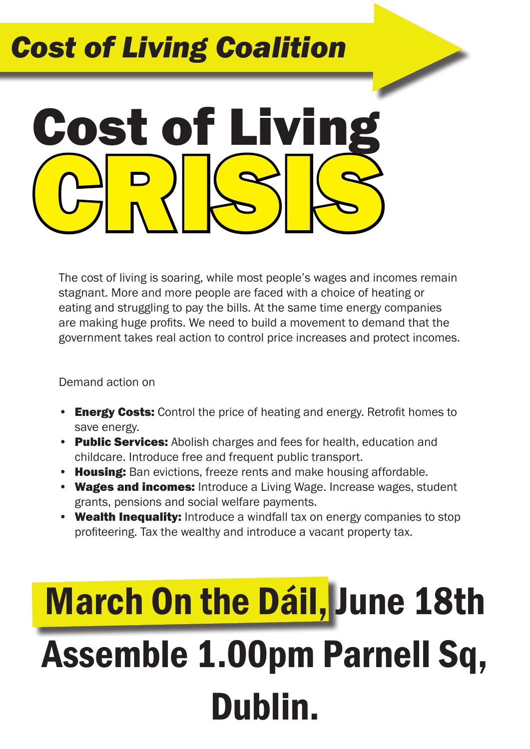*Cost of Living Coalition*

# Cost of Living CRISIS

The cost of living is soaring, while most people's wages and incomes remain stagnant. More and more people are faced with a choice of heating or eating and struggling to pay the bills. At the same time energy companies are making huge profits. We need to build a movement to demand that the government takes real action to control price increases and protect incomes.

Demand action on

- **Energy Costs:** Control the price of heating and energy. Retrofit homes to save energy.
- **Public Services:** Abolish charges and fees for health, education and childcare. Introduce free and frequent public transport.
- **Housing:** Ban evictions, freeze rents and make housing affordable.
- **Wages and incomes:** Introduce a Living Wage. Increase wages, student grants, pensions and social welfare payments.
- **Wealth Inequality:** Introduce a windfall tax on energy companies to stop profiteering. Tax the wealthy and introduce a vacant property tax.

## March On the Dáil, June 18th

## Assemble 1.00pm Parnell Sq, Dublin.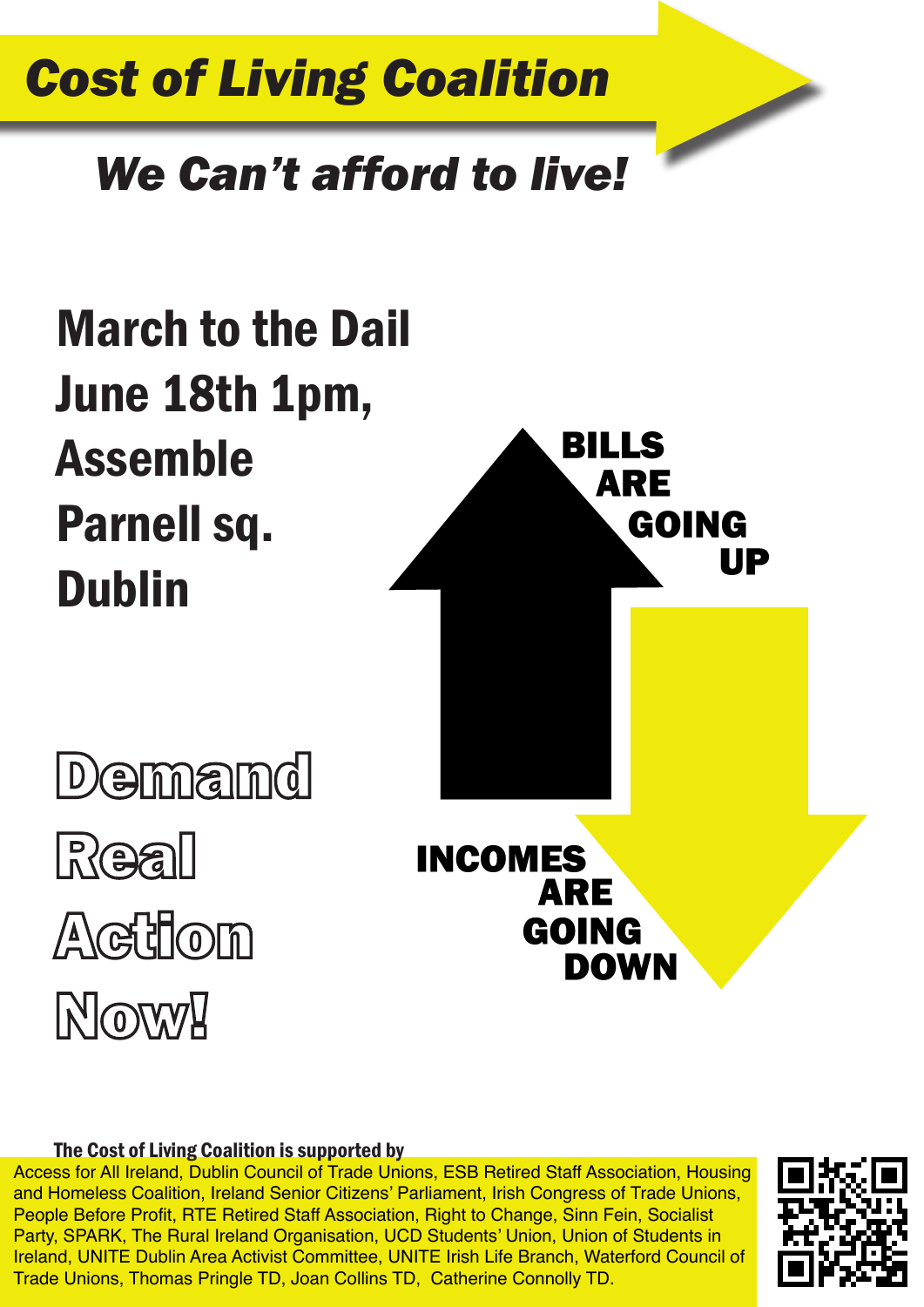# Cost of Living Coalition

## *We Can't afford to live!*

**March to the Dail**
**June 18th 1pm,**
**Assemble**
**Parnell sq.**
**Dublin**

BILLS ARE GOING UP

INCOMES ARE GOING DOWN

**Demand Real Action Now!**

**The Cost of Living Coalition is supported by**

Access for All Ireland, Dublin Council of Trade Unions, ESB Retired Staff Association, Housing and Homeless Coalition, Ireland Senior Citizens' Parliament, Irish Congress of Trade Unions, People Before Profit, RTE Retired Staff Association, Right to Change, Sinn Fein, Socialist Party, SPARK, The Rural Ireland Organisation, UCD Students' Union, Union of Students in Ireland, UNITE Dublin Area Activist Committee, UNITE Irish Life Branch, Waterford Council of Trade Unions, Thomas Pringle TD, Joan Collins TD, Catherine Connolly TD.